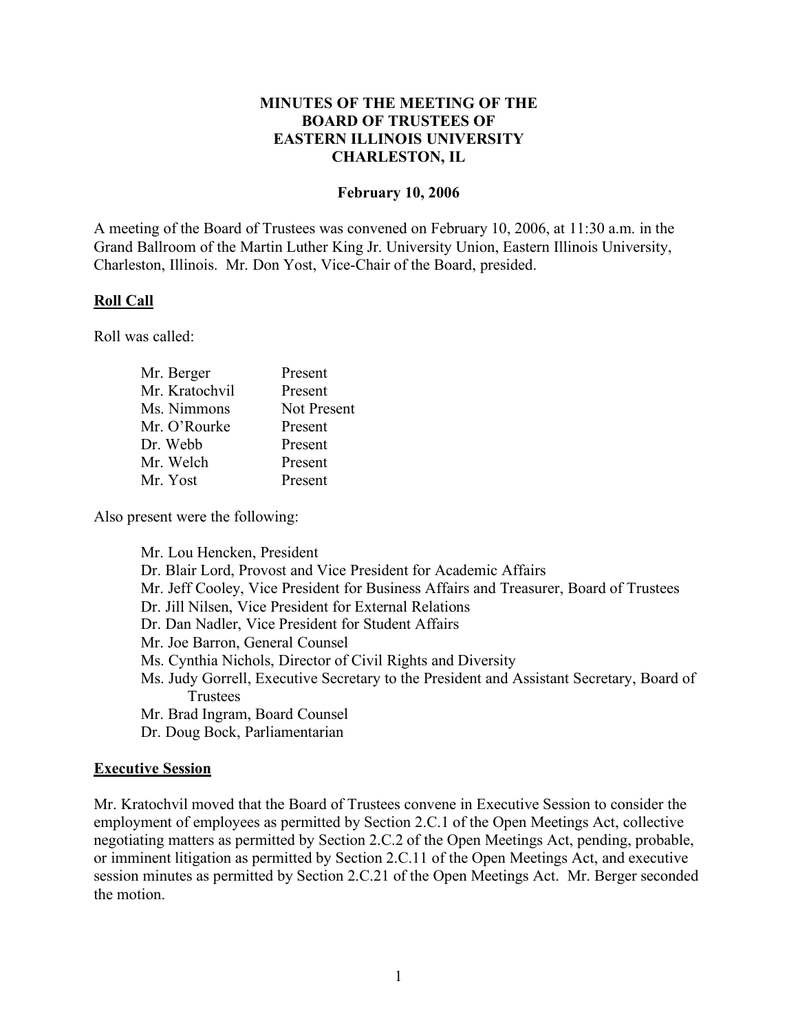# MINUTES OF THE MEETING OF THE BOARD OF TRUSTEES OF EASTERN ILLINOIS UNIVERSITY CHARLESTON, IL

**February 10, 2006**

A meeting of the Board of Trustees was convened on February 10, 2006, at 11:30 a.m. in the Grand Ballroom of the Martin Luther King Jr. University Union, Eastern Illinois University, Charleston, Illinois. Mr. Don Yost, Vice-Chair of the Board, presided.

## Roll Call

Roll was called:

| | |
|---|---|
| Mr. Berger | Present |
| Mr. Kratochvil | Present |
| Ms. Nimmons | Not Present |
| Mr. O'Rourke | Present |
| Dr. Webb | Present |
| Mr. Welch | Present |
| Mr. Yost | Present |

Also present were the following:

- Mr. Lou Hencken, President
- Dr. Blair Lord, Provost and Vice President for Academic Affairs
- Mr. Jeff Cooley, Vice President for Business Affairs and Treasurer, Board of Trustees
- Dr. Jill Nilsen, Vice President for External Relations
- Dr. Dan Nadler, Vice President for Student Affairs
- Mr. Joe Barron, General Counsel
- Ms. Cynthia Nichols, Director of Civil Rights and Diversity
- Ms. Judy Gorrell, Executive Secretary to the President and Assistant Secretary, Board of Trustees
- Mr. Brad Ingram, Board Counsel
- Dr. Doug Bock, Parliamentarian

## Executive Session

Mr. Kratochvil moved that the Board of Trustees convene in Executive Session to consider the employment of employees as permitted by Section 2.C.1 of the Open Meetings Act, collective negotiating matters as permitted by Section 2.C.2 of the Open Meetings Act, pending, probable, or imminent litigation as permitted by Section 2.C.11 of the Open Meetings Act, and executive session minutes as permitted by Section 2.C.21 of the Open Meetings Act. Mr. Berger seconded the motion.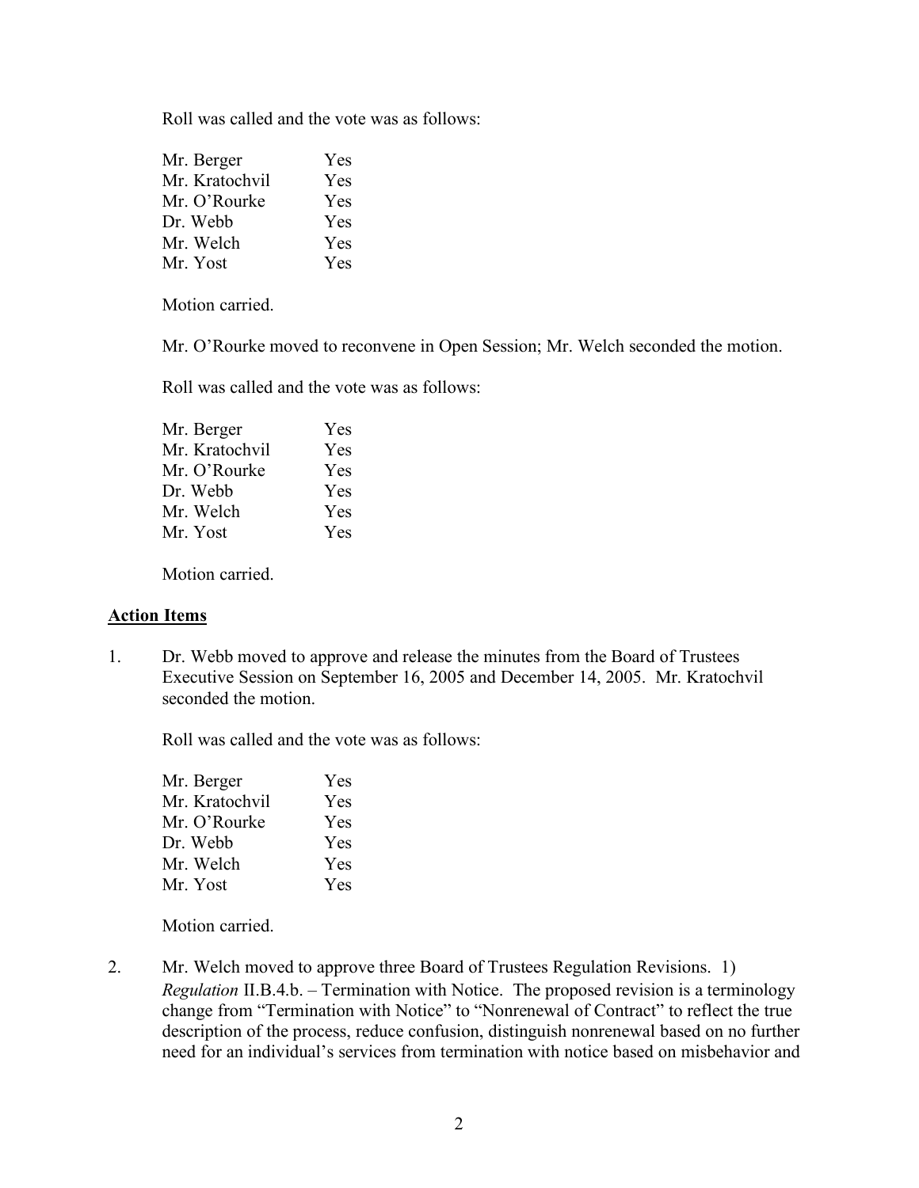Roll was called and the vote was as follows:

| | |
|---|---|
| Mr. Berger | Yes |
| Mr. Kratochvil | Yes |
| Mr. O'Rourke | Yes |
| Dr. Webb | Yes |
| Mr. Welch | Yes |
| Mr. Yost | Yes |

Motion carried.

Mr. O'Rourke moved to reconvene in Open Session; Mr. Welch seconded the motion.

Roll was called and the vote was as follows:

| | |
|---|---|
| Mr. Berger | Yes |
| Mr. Kratochvil | Yes |
| Mr. O'Rourke | Yes |
| Dr. Webb | Yes |
| Mr. Welch | Yes |
| Mr. Yost | Yes |

Motion carried.

## Action Items

1. Dr. Webb moved to approve and release the minutes from the Board of Trustees Executive Session on September 16, 2005 and December 14, 2005. Mr. Kratochvil seconded the motion.

   Roll was called and the vote was as follows:

   | | |
   |---|---|
   | Mr. Berger | Yes |
   | Mr. Kratochvil | Yes |
   | Mr. O'Rourke | Yes |
   | Dr. Webb | Yes |
   | Mr. Welch | Yes |
   | Mr. Yost | Yes |

   Motion carried.

2. Mr. Welch moved to approve three Board of Trustees Regulation Revisions. 1) *Regulation* II.B.4.b. – Termination with Notice. The proposed revision is a terminology change from "Termination with Notice" to "Nonrenewal of Contract" to reflect the true description of the process, reduce confusion, distinguish nonrenewal based on no further need for an individual's services from termination with notice based on misbehavior and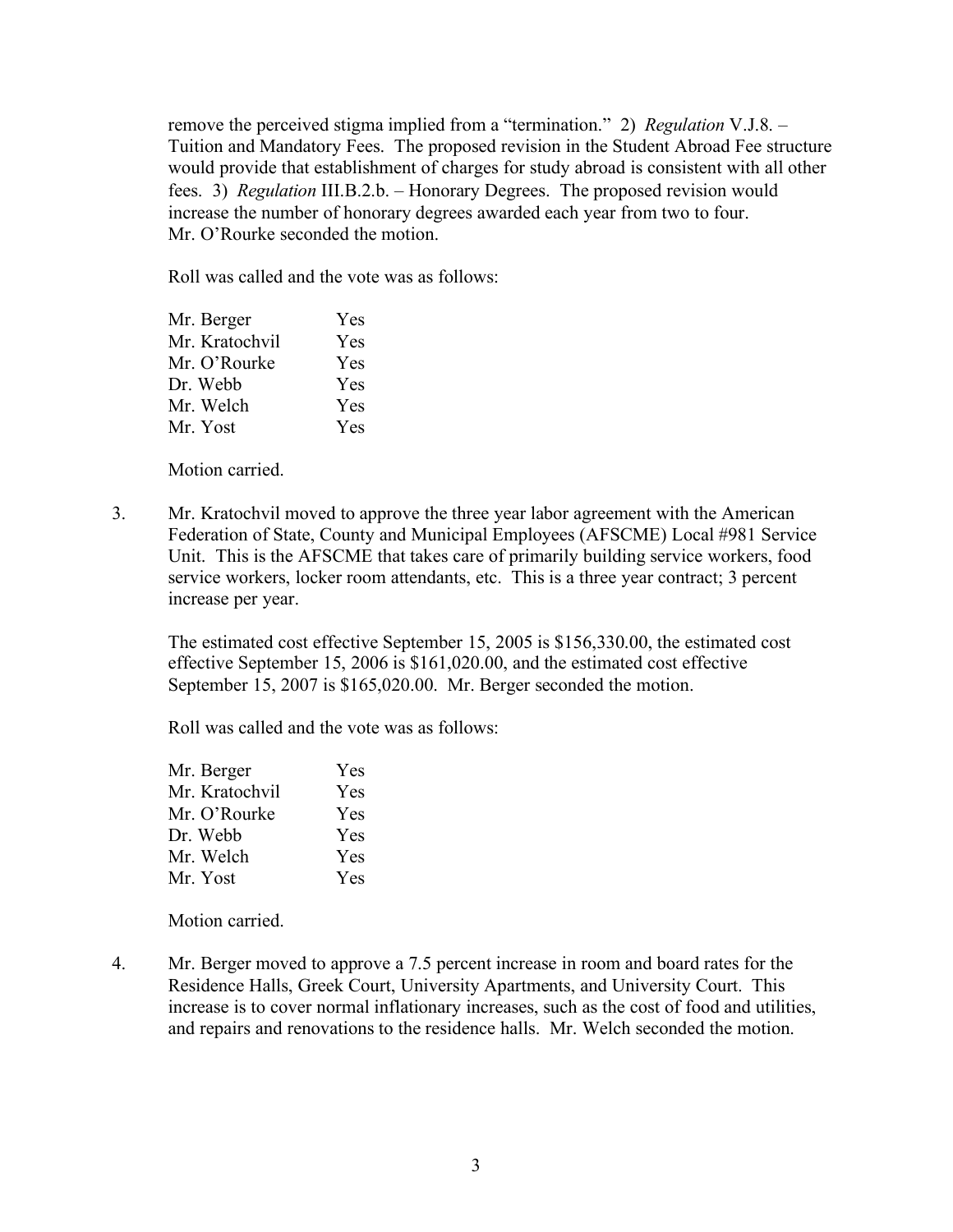remove the perceived stigma implied from a "termination." 2) *Regulation* V.J.8. – Tuition and Mandatory Fees. The proposed revision in the Student Abroad Fee structure would provide that establishment of charges for study abroad is consistent with all other fees. 3) *Regulation* III.B.2.b. – Honorary Degrees. The proposed revision would increase the number of honorary degrees awarded each year from two to four. Mr. O'Rourke seconded the motion.

Roll was called and the vote was as follows:

| | |
|---|---|
| Mr. Berger | Yes |
| Mr. Kratochvil | Yes |
| Mr. O'Rourke | Yes |
| Dr. Webb | Yes |
| Mr. Welch | Yes |
| Mr. Yost | Yes |

Motion carried.

3. Mr. Kratochvil moved to approve the three year labor agreement with the American Federation of State, County and Municipal Employees (AFSCME) Local #981 Service Unit. This is the AFSCME that takes care of primarily building service workers, food service workers, locker room attendants, etc. This is a three year contract; 3 percent increase per year.

   The estimated cost effective September 15, 2005 is $156,330.00, the estimated cost effective September 15, 2006 is $161,020.00, and the estimated cost effective September 15, 2007 is $165,020.00. Mr. Berger seconded the motion.

   Roll was called and the vote was as follows:

| | |
|---|---|
| Mr. Berger | Yes |
| Mr. Kratochvil | Yes |
| Mr. O'Rourke | Yes |
| Dr. Webb | Yes |
| Mr. Welch | Yes |
| Mr. Yost | Yes |

   Motion carried.

4. Mr. Berger moved to approve a 7.5 percent increase in room and board rates for the Residence Halls, Greek Court, University Apartments, and University Court. This increase is to cover normal inflationary increases, such as the cost of food and utilities, and repairs and renovations to the residence halls. Mr. Welch seconded the motion.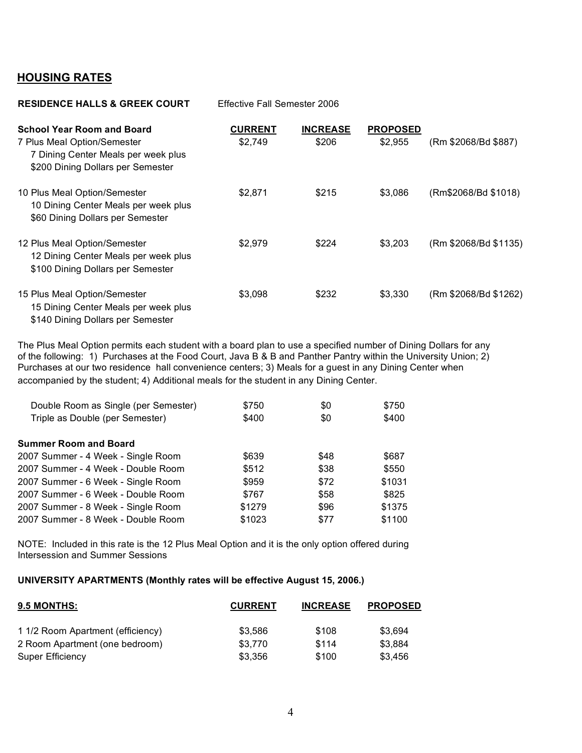## HOUSING RATES

**RESIDENCE HALLS & GREEK COURT** Effective Fall Semester 2006

| **School Year Room and Board** | **CURRENT** | **INCREASE** | **PROPOSED** | |
|---|---|---|---|---|
| 7 Plus Meal Option/Semester<br>7 Dining Center Meals per week plus<br>$200 Dining Dollars per Semester | $2,749 | $206 | $2,955 | (Rm $2068/Bd $887) |
| 10 Plus Meal Option/Semester<br>10 Dining Center Meals per week plus<br>$60 Dining Dollars per Semester | $2,871 | $215 | $3,086 | (Rm$2068/Bd $1018) |
| 12 Plus Meal Option/Semester<br>12 Dining Center Meals per week plus<br>$100 Dining Dollars per Semester | $2,979 | $224 | $3,203 | (Rm $2068/Bd $1135) |
| 15 Plus Meal Option/Semester<br>15 Dining Center Meals per week plus<br>$140 Dining Dollars per Semester | $3,098 | $232 | $3,330 | (Rm $2068/Bd $1262) |

The Plus Meal Option permits each student with a board plan to use a specified number of Dining Dollars for any of the following: 1) Purchases at the Food Court, Java B & B and Panther Pantry within the University Union; 2) Purchases at our two residence hall convenience centers; 3) Meals for a guest in any Dining Center when accompanied by the student; 4) Additional meals for the student in any Dining Center.

| | | | |
|---|---|---|---|
| Double Room as Single (per Semester) | $750 | $0 | $750 |
| Triple as Double (per Semester) | $400 | $0 | $400 |
| **Summer Room and Board** | | | |
| 2007 Summer - 4 Week - Single Room | $639 | $48 | $687 |
| 2007 Summer - 4 Week - Double Room | $512 | $38 | $550 |
| 2007 Summer - 6 Week - Single Room | $959 | $72 | $1031 |
| 2007 Summer - 6 Week - Double Room | $767 | $58 | $825 |
| 2007 Summer - 8 Week - Single Room | $1279 | $96 | $1375 |
| 2007 Summer - 8 Week - Double Room | $1023 | $77 | $1100 |

NOTE: Included in this rate is the 12 Plus Meal Option and it is the only option offered during Intersession and Summer Sessions

**UNIVERSITY APARTMENTS (Monthly rates will be effective August 15, 2006.)**

| **9.5 MONTHS:** | **CURRENT** | **INCREASE** | **PROPOSED** |
|---|---|---|---|
| 1 1/2 Room Apartment (efficiency) | $3,586 | $108 | $3,694 |
| 2 Room Apartment (one bedroom) | $3,770 | $114 | $3,884 |
| Super Efficiency | $3,356 | $100 | $3,456 |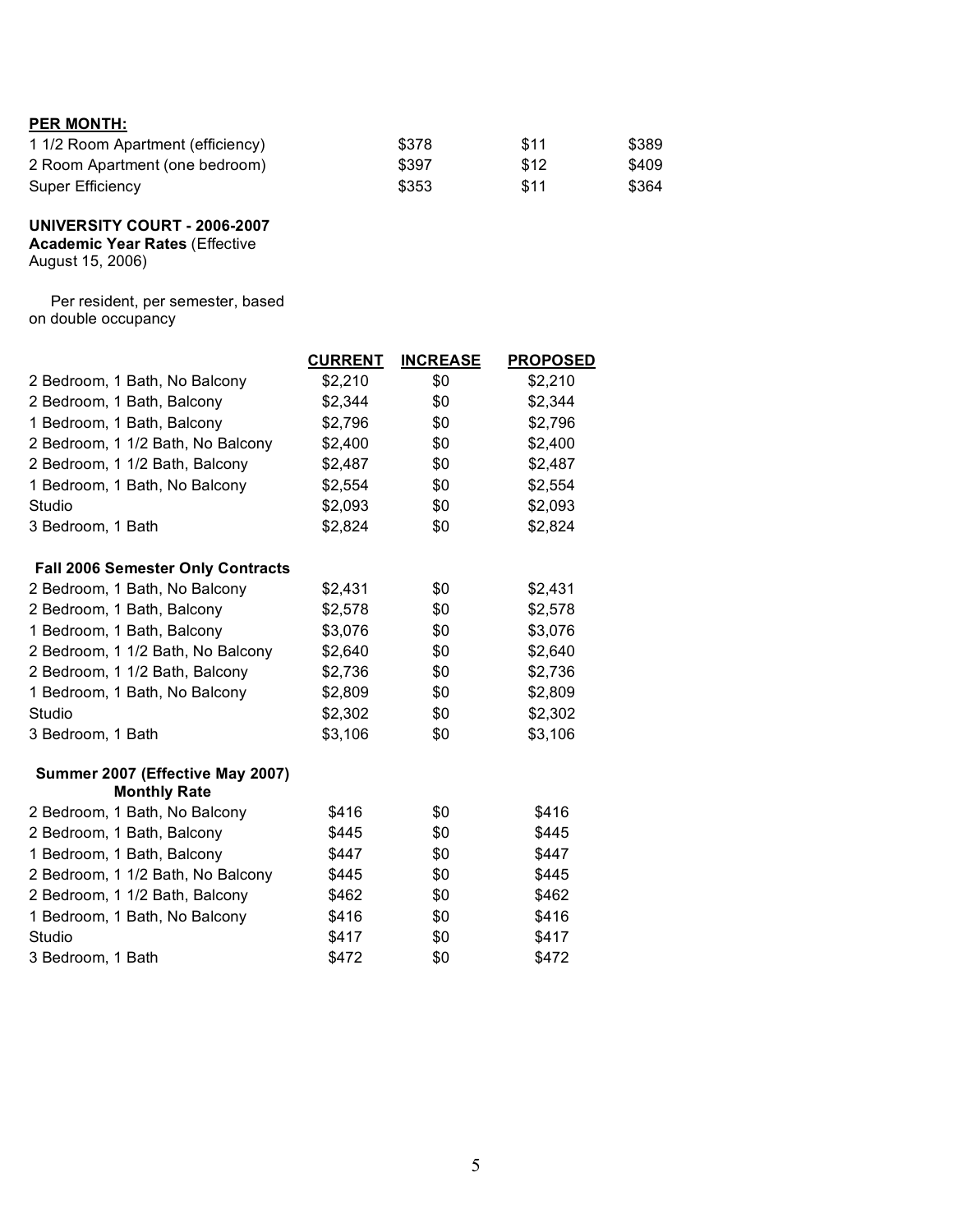**PER MONTH:**

| | | | |
|---|---|---|---|
| 1 1/2 Room Apartment (efficiency) | $378 | $11 | $389 |
| 2 Room Apartment (one bedroom) | $397 | $12 | $409 |
| Super Efficiency | $353 | $11 | $364 |

**UNIVERSITY COURT - 2006-2007**
**Academic Year Rates** (Effective August 15, 2006)

Per resident, per semester, based on double occupancy

| | CURRENT | INCREASE | PROPOSED |
|---|---|---|---|
| 2 Bedroom, 1 Bath, No Balcony | $2,210 | $0 | $2,210 |
| 2 Bedroom, 1 Bath, Balcony | $2,344 | $0 | $2,344 |
| 1 Bedroom, 1 Bath, Balcony | $2,796 | $0 | $2,796 |
| 2 Bedroom, 1 1/2 Bath, No Balcony | $2,400 | $0 | $2,400 |
| 2 Bedroom, 1 1/2 Bath, Balcony | $2,487 | $0 | $2,487 |
| 1 Bedroom, 1 Bath, No Balcony | $2,554 | $0 | $2,554 |
| Studio | $2,093 | $0 | $2,093 |
| 3 Bedroom, 1 Bath | $2,824 | $0 | $2,824 |
| **Fall 2006 Semester Only Contracts** | | | |
| 2 Bedroom, 1 Bath, No Balcony | $2,431 | $0 | $2,431 |
| 2 Bedroom, 1 Bath, Balcony | $2,578 | $0 | $2,578 |
| 1 Bedroom, 1 Bath, Balcony | $3,076 | $0 | $3,076 |
| 2 Bedroom, 1 1/2 Bath, No Balcony | $2,640 | $0 | $2,640 |
| 2 Bedroom, 1 1/2 Bath, Balcony | $2,736 | $0 | $2,736 |
| 1 Bedroom, 1 Bath, No Balcony | $2,809 | $0 | $2,809 |
| Studio | $2,302 | $0 | $2,302 |
| 3 Bedroom, 1 Bath | $3,106 | $0 | $3,106 |
| **Summer 2007 (Effective May 2007) Monthly Rate** | | | |
| 2 Bedroom, 1 Bath, No Balcony | $416 | $0 | $416 |
| 2 Bedroom, 1 Bath, Balcony | $445 | $0 | $445 |
| 1 Bedroom, 1 Bath, Balcony | $447 | $0 | $447 |
| 2 Bedroom, 1 1/2 Bath, No Balcony | $445 | $0 | $445 |
| 2 Bedroom, 1 1/2 Bath, Balcony | $462 | $0 | $462 |
| 1 Bedroom, 1 Bath, No Balcony | $416 | $0 | $416 |
| Studio | $417 | $0 | $417 |
| 3 Bedroom, 1 Bath | $472 | $0 | $472 |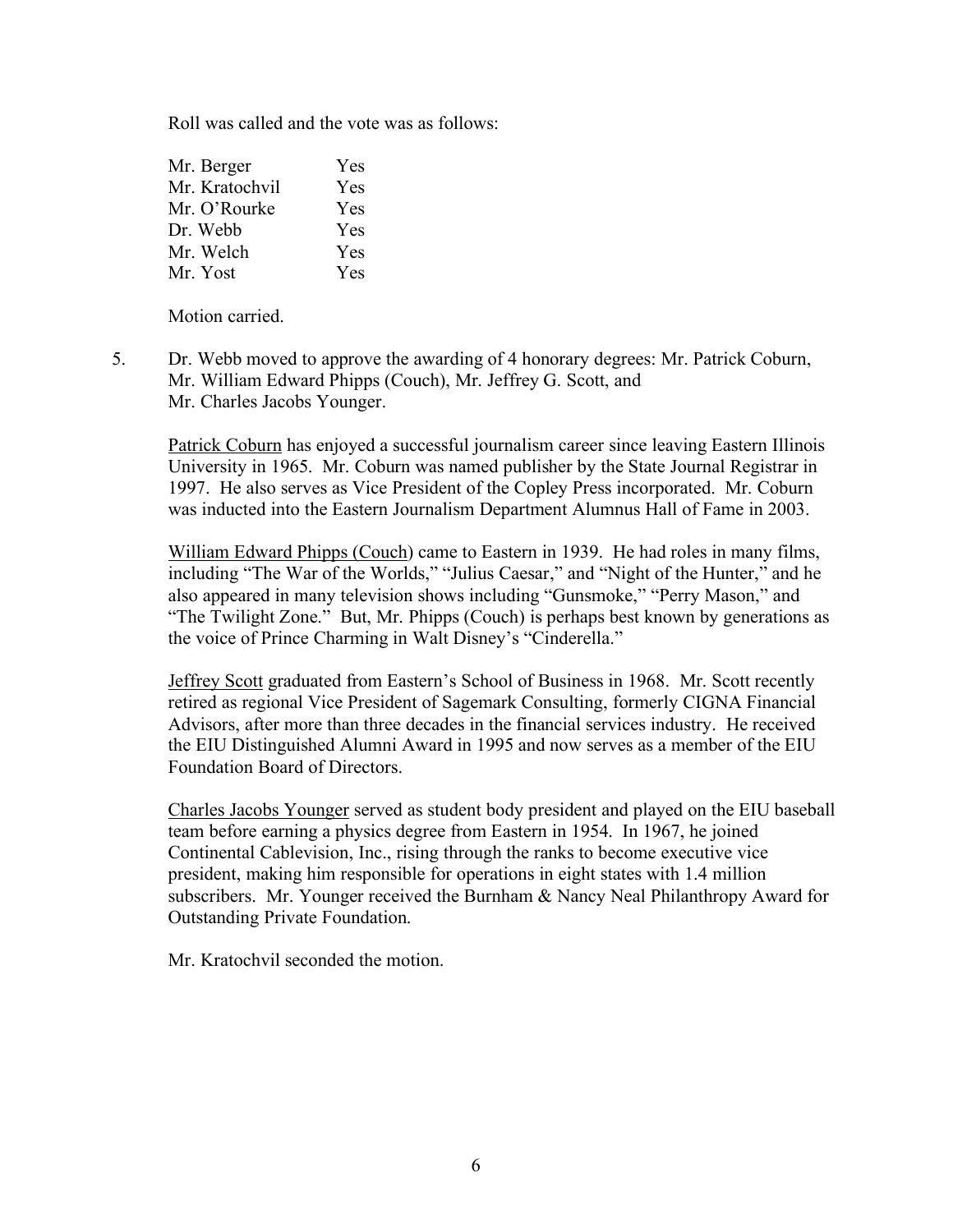Roll was called and the vote was as follows:

| | |
|---|---|
| Mr. Berger | Yes |
| Mr. Kratochvil | Yes |
| Mr. O'Rourke | Yes |
| Dr. Webb | Yes |
| Mr. Welch | Yes |
| Mr. Yost | Yes |

Motion carried.

5. Dr. Webb moved to approve the awarding of 4 honorary degrees: Mr. Patrick Coburn, Mr. William Edward Phipps (Couch), Mr. Jeffrey G. Scott, and Mr. Charles Jacobs Younger.

   Patrick Coburn has enjoyed a successful journalism career since leaving Eastern Illinois University in 1965. Mr. Coburn was named publisher by the State Journal Registrar in 1997. He also serves as Vice President of the Copley Press incorporated. Mr. Coburn was inducted into the Eastern Journalism Department Alumnus Hall of Fame in 2003.

   William Edward Phipps (Couch) came to Eastern in 1939. He had roles in many films, including "The War of the Worlds," "Julius Caesar," and "Night of the Hunter," and he also appeared in many television shows including "Gunsmoke," "Perry Mason," and "The Twilight Zone." But, Mr. Phipps (Couch) is perhaps best known by generations as the voice of Prince Charming in Walt Disney's "Cinderella."

   Jeffrey Scott graduated from Eastern's School of Business in 1968. Mr. Scott recently retired as regional Vice President of Sagemark Consulting, formerly CIGNA Financial Advisors, after more than three decades in the financial services industry. He received the EIU Distinguished Alumni Award in 1995 and now serves as a member of the EIU Foundation Board of Directors.

   Charles Jacobs Younger served as student body president and played on the EIU baseball team before earning a physics degree from Eastern in 1954. In 1967, he joined Continental Cablevision, Inc., rising through the ranks to become executive vice president, making him responsible for operations in eight states with 1.4 million subscribers. Mr. Younger received the Burnham & Nancy Neal Philanthropy Award for Outstanding Private Foundation.

   Mr. Kratochvil seconded the motion.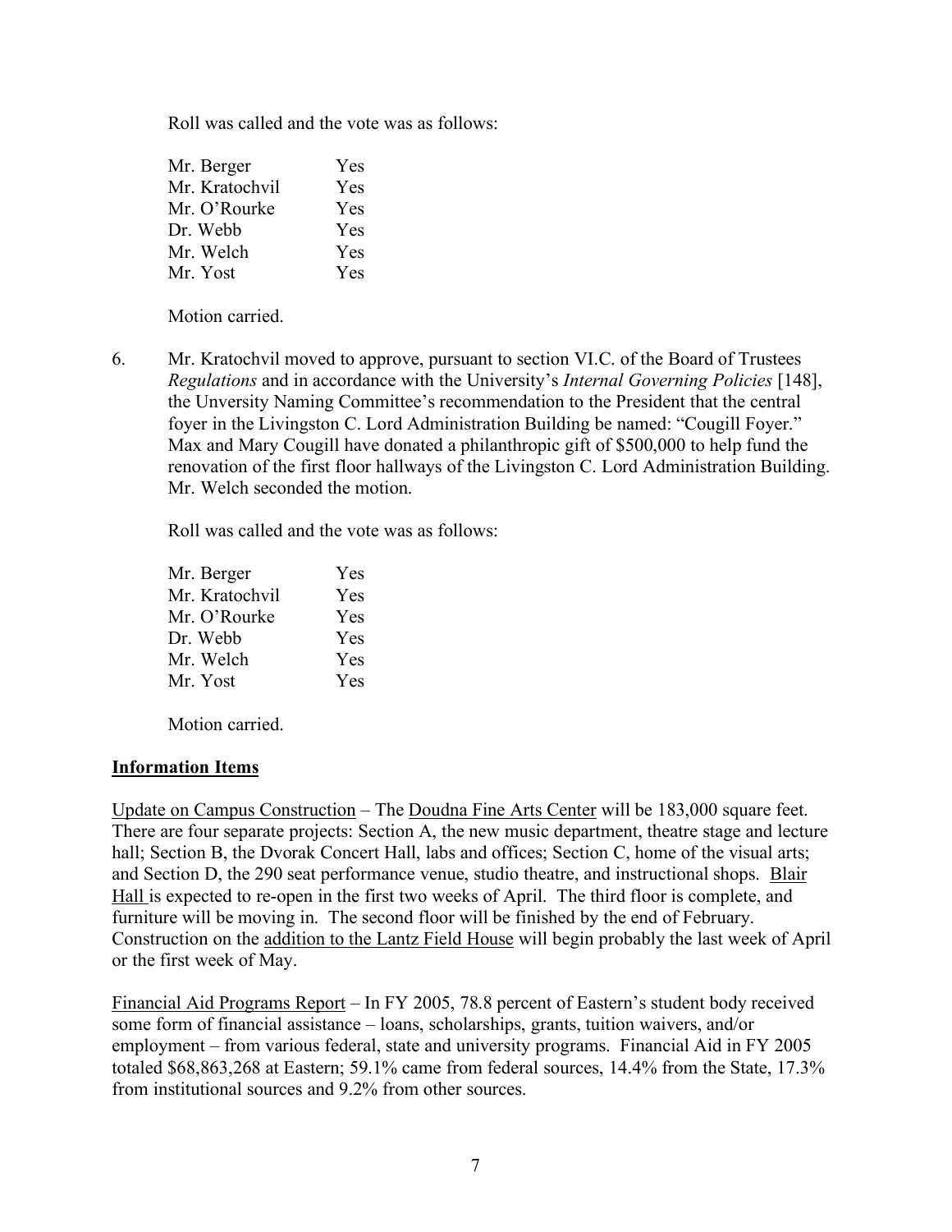Roll was called and the vote was as follows:

| | |
|---|---|
| Mr. Berger | Yes |
| Mr. Kratochvil | Yes |
| Mr. O'Rourke | Yes |
| Dr. Webb | Yes |
| Mr. Welch | Yes |
| Mr. Yost | Yes |

Motion carried.

6. Mr. Kratochvil moved to approve, pursuant to section VI.C. of the Board of Trustees *Regulations* and in accordance with the University's *Internal Governing Policies* [148], the Unversity Naming Committee's recommendation to the President that the central foyer in the Livingston C. Lord Administration Building be named: "Cougill Foyer." Max and Mary Cougill have donated a philanthropic gift of $500,000 to help fund the renovation of the first floor hallways of the Livingston C. Lord Administration Building. Mr. Welch seconded the motion.

Roll was called and the vote was as follows:

| | |
|---|---|
| Mr. Berger | Yes |
| Mr. Kratochvil | Yes |
| Mr. O'Rourke | Yes |
| Dr. Webb | Yes |
| Mr. Welch | Yes |
| Mr. Yost | Yes |

Motion carried.

**Information Items**

Update on Campus Construction – The Doudna Fine Arts Center will be 183,000 square feet. There are four separate projects: Section A, the new music department, theatre stage and lecture hall; Section B, the Dvorak Concert Hall, labs and offices; Section C, home of the visual arts; and Section D, the 290 seat performance venue, studio theatre, and instructional shops. Blair Hall is expected to re-open in the first two weeks of April. The third floor is complete, and furniture will be moving in. The second floor will be finished by the end of February. Construction on the addition to the Lantz Field House will begin probably the last week of April or the first week of May.

Financial Aid Programs Report – In FY 2005, 78.8 percent of Eastern's student body received some form of financial assistance – loans, scholarships, grants, tuition waivers, and/or employment – from various federal, state and university programs. Financial Aid in FY 2005 totaled $68,863,268 at Eastern; 59.1% came from federal sources, 14.4% from the State, 17.3% from institutional sources and 9.2% from other sources.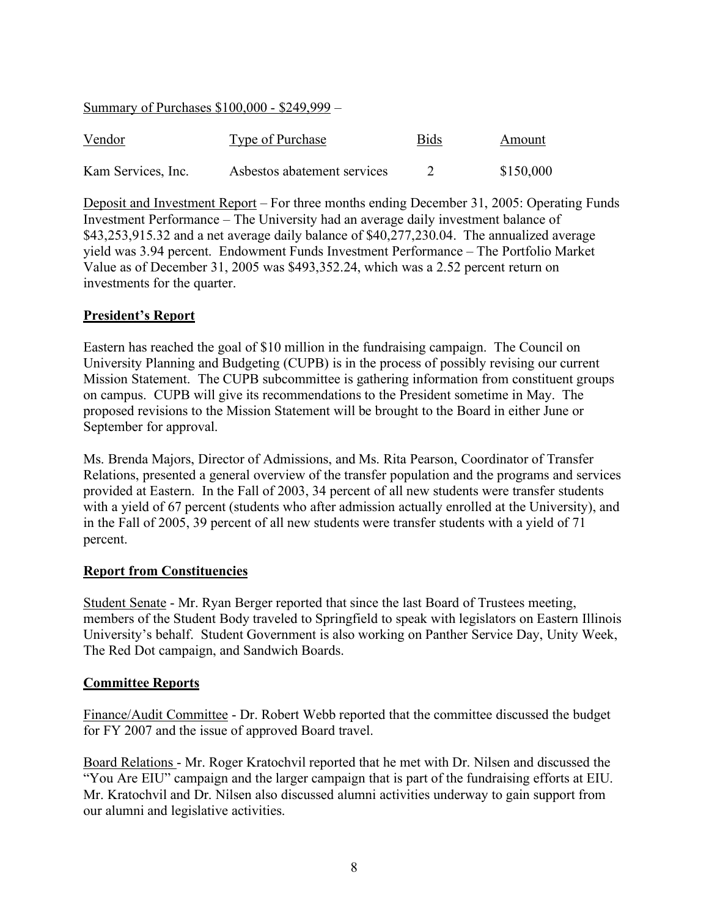Summary of Purchases $100,000 - $249,999 –

| Vendor | Type of Purchase | Bids | Amount |
|---|---|---|---|
| Kam Services, Inc. | Asbestos abatement services | 2 | $150,000 |

Deposit and Investment Report – For three months ending December 31, 2005: Operating Funds Investment Performance – The University had an average daily investment balance of $43,253,915.32 and a net average daily balance of $40,277,230.04. The annualized average yield was 3.94 percent. Endowment Funds Investment Performance – The Portfolio Market Value as of December 31, 2005 was $493,352.24, which was a 2.52 percent return on investments for the quarter.

## President's Report

Eastern has reached the goal of $10 million in the fundraising campaign. The Council on University Planning and Budgeting (CUPB) is in the process of possibly revising our current Mission Statement. The CUPB subcommittee is gathering information from constituent groups on campus. CUPB will give its recommendations to the President sometime in May. The proposed revisions to the Mission Statement will be brought to the Board in either June or September for approval.

Ms. Brenda Majors, Director of Admissions, and Ms. Rita Pearson, Coordinator of Transfer Relations, presented a general overview of the transfer population and the programs and services provided at Eastern. In the Fall of 2003, 34 percent of all new students were transfer students with a yield of 67 percent (students who after admission actually enrolled at the University), and in the Fall of 2005, 39 percent of all new students were transfer students with a yield of 71 percent.

## Report from Constituencies

Student Senate - Mr. Ryan Berger reported that since the last Board of Trustees meeting, members of the Student Body traveled to Springfield to speak with legislators on Eastern Illinois University's behalf. Student Government is also working on Panther Service Day, Unity Week, The Red Dot campaign, and Sandwich Boards.

## Committee Reports

Finance/Audit Committee - Dr. Robert Webb reported that the committee discussed the budget for FY 2007 and the issue of approved Board travel.

Board Relations - Mr. Roger Kratochvil reported that he met with Dr. Nilsen and discussed the "You Are EIU" campaign and the larger campaign that is part of the fundraising efforts at EIU. Mr. Kratochvil and Dr. Nilsen also discussed alumni activities underway to gain support from our alumni and legislative activities.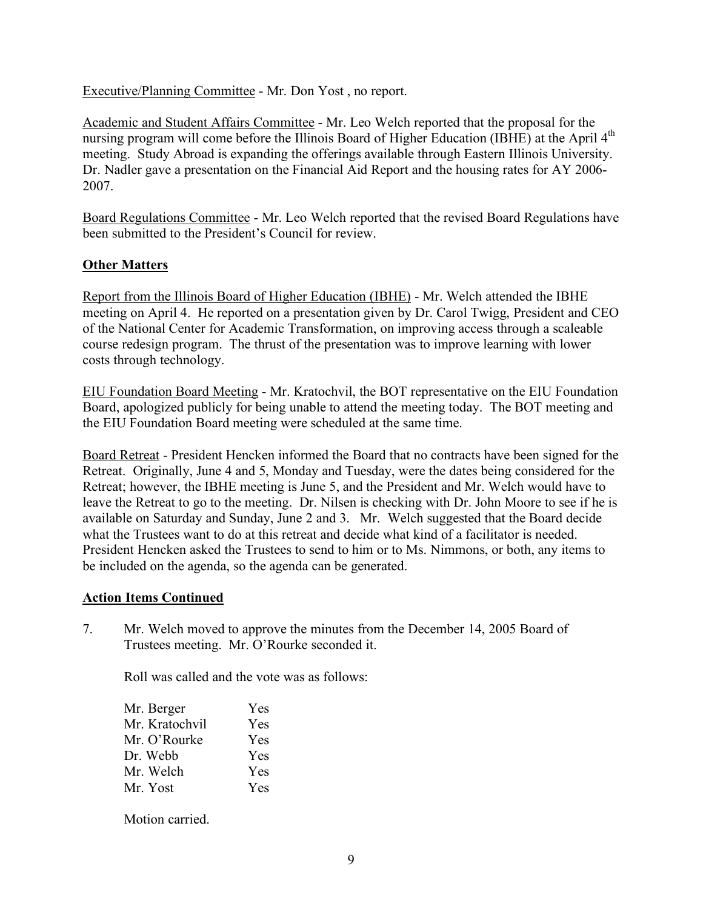Executive/Planning Committee - Mr. Don Yost , no report.

Academic and Student Affairs Committee - Mr. Leo Welch reported that the proposal for the nursing program will come before the Illinois Board of Higher Education (IBHE) at the April 4th meeting. Study Abroad is expanding the offerings available through Eastern Illinois University. Dr. Nadler gave a presentation on the Financial Aid Report and the housing rates for AY 2006-2007.

Board Regulations Committee - Mr. Leo Welch reported that the revised Board Regulations have been submitted to the President's Council for review.

## Other Matters

Report from the Illinois Board of Higher Education (IBHE) - Mr. Welch attended the IBHE meeting on April 4. He reported on a presentation given by Dr. Carol Twigg, President and CEO of the National Center for Academic Transformation, on improving access through a scaleable course redesign program. The thrust of the presentation was to improve learning with lower costs through technology.

EIU Foundation Board Meeting - Mr. Kratochvil, the BOT representative on the EIU Foundation Board, apologized publicly for being unable to attend the meeting today. The BOT meeting and the EIU Foundation Board meeting were scheduled at the same time.

Board Retreat - President Hencken informed the Board that no contracts have been signed for the Retreat. Originally, June 4 and 5, Monday and Tuesday, were the dates being considered for the Retreat; however, the IBHE meeting is June 5, and the President and Mr. Welch would have to leave the Retreat to go to the meeting. Dr. Nilsen is checking with Dr. John Moore to see if he is available on Saturday and Sunday, June 2 and 3. Mr. Welch suggested that the Board decide what the Trustees want to do at this retreat and decide what kind of a facilitator is needed. President Hencken asked the Trustees to send to him or to Ms. Nimmons, or both, any items to be included on the agenda, so the agenda can be generated.

## Action Items Continued

7. Mr. Welch moved to approve the minutes from the December 14, 2005 Board of Trustees meeting. Mr. O'Rourke seconded it.

   Roll was called and the vote was as follows:

   | | |
   |---|---|
   | Mr. Berger | Yes |
   | Mr. Kratochvil | Yes |
   | Mr. O'Rourke | Yes |
   | Dr. Webb | Yes |
   | Mr. Welch | Yes |
   | Mr. Yost | Yes |

   Motion carried.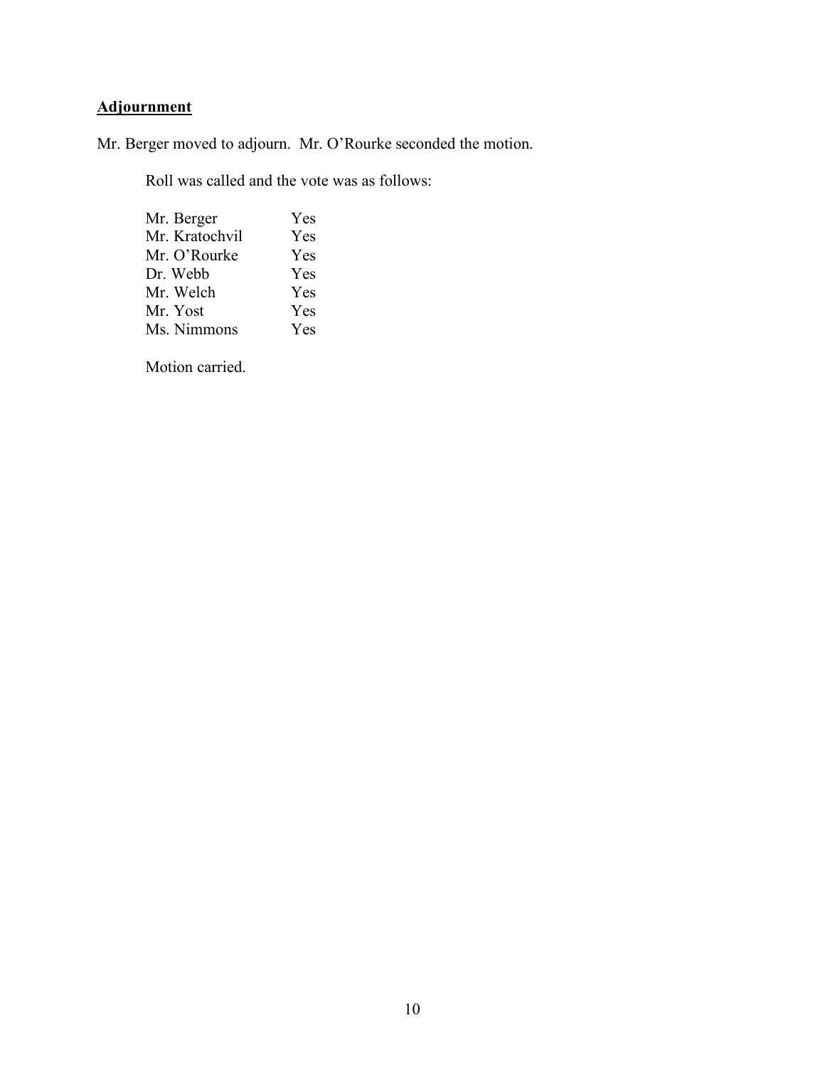**Adjournment**

Mr. Berger moved to adjourn. Mr. O'Rourke seconded the motion.

Roll was called and the vote was as follows:

| | |
|---|---|
| Mr. Berger | Yes |
| Mr. Kratochvil | Yes |
| Mr. O'Rourke | Yes |
| Dr. Webb | Yes |
| Mr. Welch | Yes |
| Mr. Yost | Yes |
| Ms. Nimmons | Yes |

Motion carried.